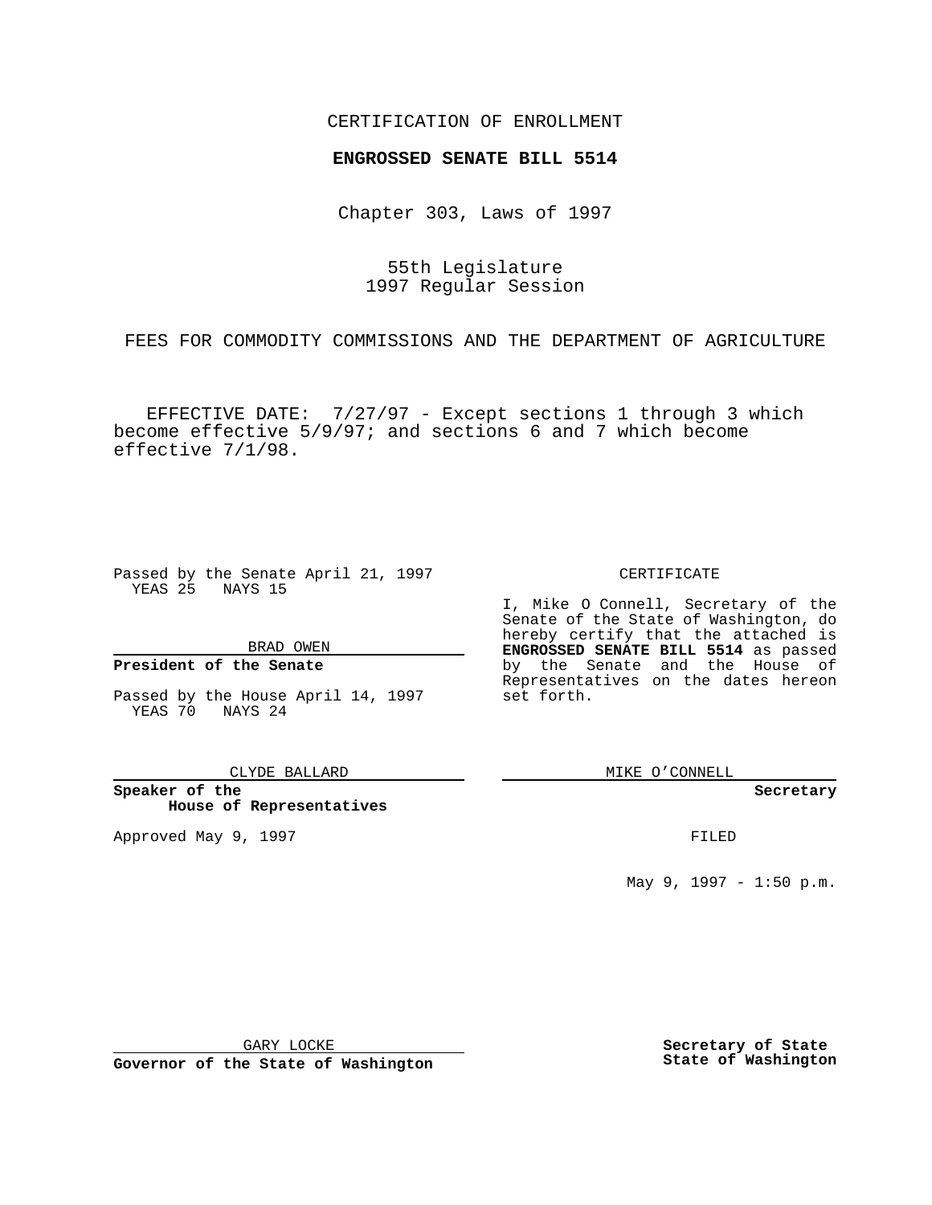CERTIFICATION OF ENROLLMENT

**ENGROSSED SENATE BILL 5514**

Chapter 303, Laws of 1997

55th Legislature
1997 Regular Session

FEES FOR COMMODITY COMMISSIONS AND THE DEPARTMENT OF AGRICULTURE

EFFECTIVE DATE: 7/27/97 - Except sections 1 through 3 which become effective 5/9/97; and sections 6 and 7 which become effective 7/1/98.

Passed by the Senate April 21, 1997
YEAS 25 NAYS 15

BRAD OWEN

**President of the Senate**

Passed by the House April 14, 1997
YEAS 70 NAYS 24

CLYDE BALLARD

**Speaker of the House of Representatives**

Approved May 9, 1997

GARY LOCKE

**Governor of the State of Washington**

CERTIFICATE

I, Mike O Connell, Secretary of the Senate of the State of Washington, do hereby certify that the attached is **ENGROSSED SENATE BILL 5514** as passed by the Senate and the House of Representatives on the dates hereon set forth.

MIKE O'CONNELL

**Secretary**

FILED

May 9, 1997 - 1:50 p.m.

**Secretary of State**
**State of Washington**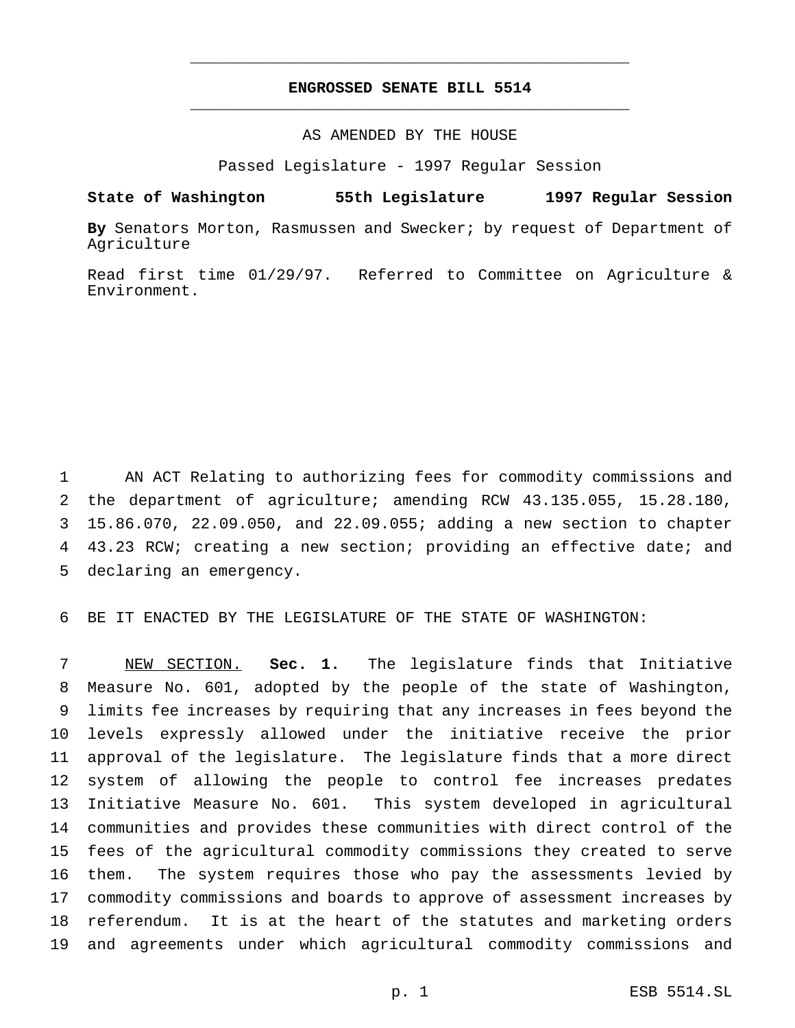# ENGROSSED SENATE BILL 5514

AS AMENDED BY THE HOUSE

Passed Legislature - 1997 Regular Session

**State of Washington 55th Legislature 1997 Regular Session**

**By** Senators Morton, Rasmussen and Swecker; by request of Department of Agriculture

Read first time 01/29/97. Referred to Committee on Agriculture & Environment.

AN ACT Relating to authorizing fees for commodity commissions and the department of agriculture; amending RCW 43.135.055, 15.28.180, 15.86.070, 22.09.050, and 22.09.055; adding a new section to chapter 43.23 RCW; creating a new section; providing an effective date; and declaring an emergency.

BE IT ENACTED BY THE LEGISLATURE OF THE STATE OF WASHINGTON:

NEW SECTION. **Sec. 1.** The legislature finds that Initiative Measure No. 601, adopted by the people of the state of Washington, limits fee increases by requiring that any increases in fees beyond the levels expressly allowed under the initiative receive the prior approval of the legislature. The legislature finds that a more direct system of allowing the people to control fee increases predates Initiative Measure No. 601. This system developed in agricultural communities and provides these communities with direct control of the fees of the agricultural commodity commissions they created to serve them. The system requires those who pay the assessments levied by commodity commissions and boards to approve of assessment increases by referendum. It is at the heart of the statutes and marketing orders and agreements under which agricultural commodity commissions and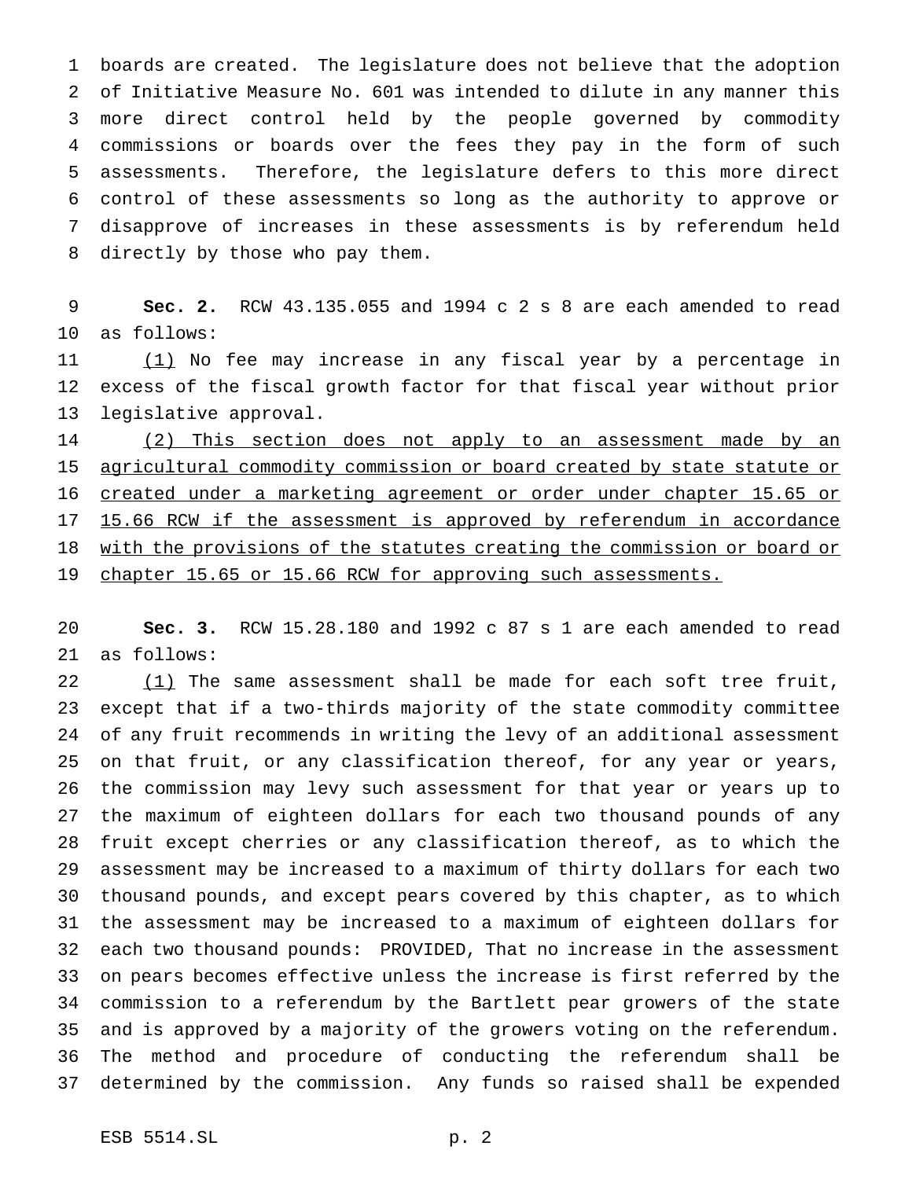boards are created. The legislature does not believe that the adoption of Initiative Measure No. 601 was intended to dilute in any manner this more direct control held by the people governed by commodity commissions or boards over the fees they pay in the form of such assessments. Therefore, the legislature defers to this more direct control of these assessments so long as the authority to approve or disapprove of increases in these assessments is by referendum held directly by those who pay them.

**Sec. 2.** RCW 43.135.055 and 1994 c 2 s 8 are each amended to read as follows:

(1) No fee may increase in any fiscal year by a percentage in excess of the fiscal growth factor for that fiscal year without prior legislative approval.

(2) This section does not apply to an assessment made by an agricultural commodity commission or board created by state statute or created under a marketing agreement or order under chapter 15.65 or 15.66 RCW if the assessment is approved by referendum in accordance with the provisions of the statutes creating the commission or board or chapter 15.65 or 15.66 RCW for approving such assessments.

**Sec. 3.** RCW 15.28.180 and 1992 c 87 s 1 are each amended to read as follows:

(1) The same assessment shall be made for each soft tree fruit, except that if a two-thirds majority of the state commodity committee of any fruit recommends in writing the levy of an additional assessment on that fruit, or any classification thereof, for any year or years, the commission may levy such assessment for that year or years up to the maximum of eighteen dollars for each two thousand pounds of any fruit except cherries or any classification thereof, as to which the assessment may be increased to a maximum of thirty dollars for each two thousand pounds, and except pears covered by this chapter, as to which the assessment may be increased to a maximum of eighteen dollars for each two thousand pounds: PROVIDED, That no increase in the assessment on pears becomes effective unless the increase is first referred by the commission to a referendum by the Bartlett pear growers of the state and is approved by a majority of the growers voting on the referendum. The method and procedure of conducting the referendum shall be determined by the commission. Any funds so raised shall be expended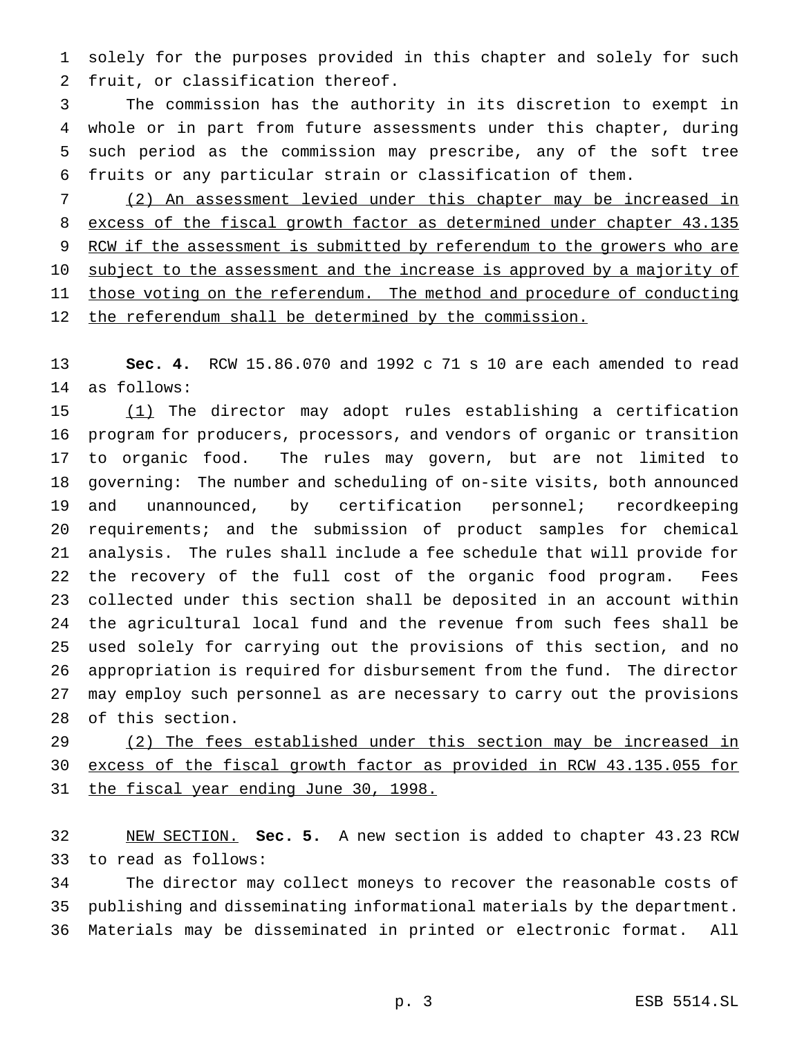solely for the purposes provided in this chapter and solely for such fruit, or classification thereof.

The commission has the authority in its discretion to exempt in whole or in part from future assessments under this chapter, during such period as the commission may prescribe, any of the soft tree fruits or any particular strain or classification of them.

(2) An assessment levied under this chapter may be increased in excess of the fiscal growth factor as determined under chapter 43.135 RCW if the assessment is submitted by referendum to the growers who are subject to the assessment and the increase is approved by a majority of those voting on the referendum. The method and procedure of conducting the referendum shall be determined by the commission.

**Sec. 4.** RCW 15.86.070 and 1992 c 71 s 10 are each amended to read as follows:

(1) The director may adopt rules establishing a certification program for producers, processors, and vendors of organic or transition to organic food. The rules may govern, but are not limited to governing: The number and scheduling of on-site visits, both announced and unannounced, by certification personnel; recordkeeping requirements; and the submission of product samples for chemical analysis. The rules shall include a fee schedule that will provide for the recovery of the full cost of the organic food program. Fees collected under this section shall be deposited in an account within the agricultural local fund and the revenue from such fees shall be used solely for carrying out the provisions of this section, and no appropriation is required for disbursement from the fund. The director may employ such personnel as are necessary to carry out the provisions of this section.

(2) The fees established under this section may be increased in excess of the fiscal growth factor as provided in RCW 43.135.055 for the fiscal year ending June 30, 1998.

NEW SECTION. **Sec. 5.** A new section is added to chapter 43.23 RCW to read as follows:

The director may collect moneys to recover the reasonable costs of publishing and disseminating informational materials by the department. Materials may be disseminated in printed or electronic format. All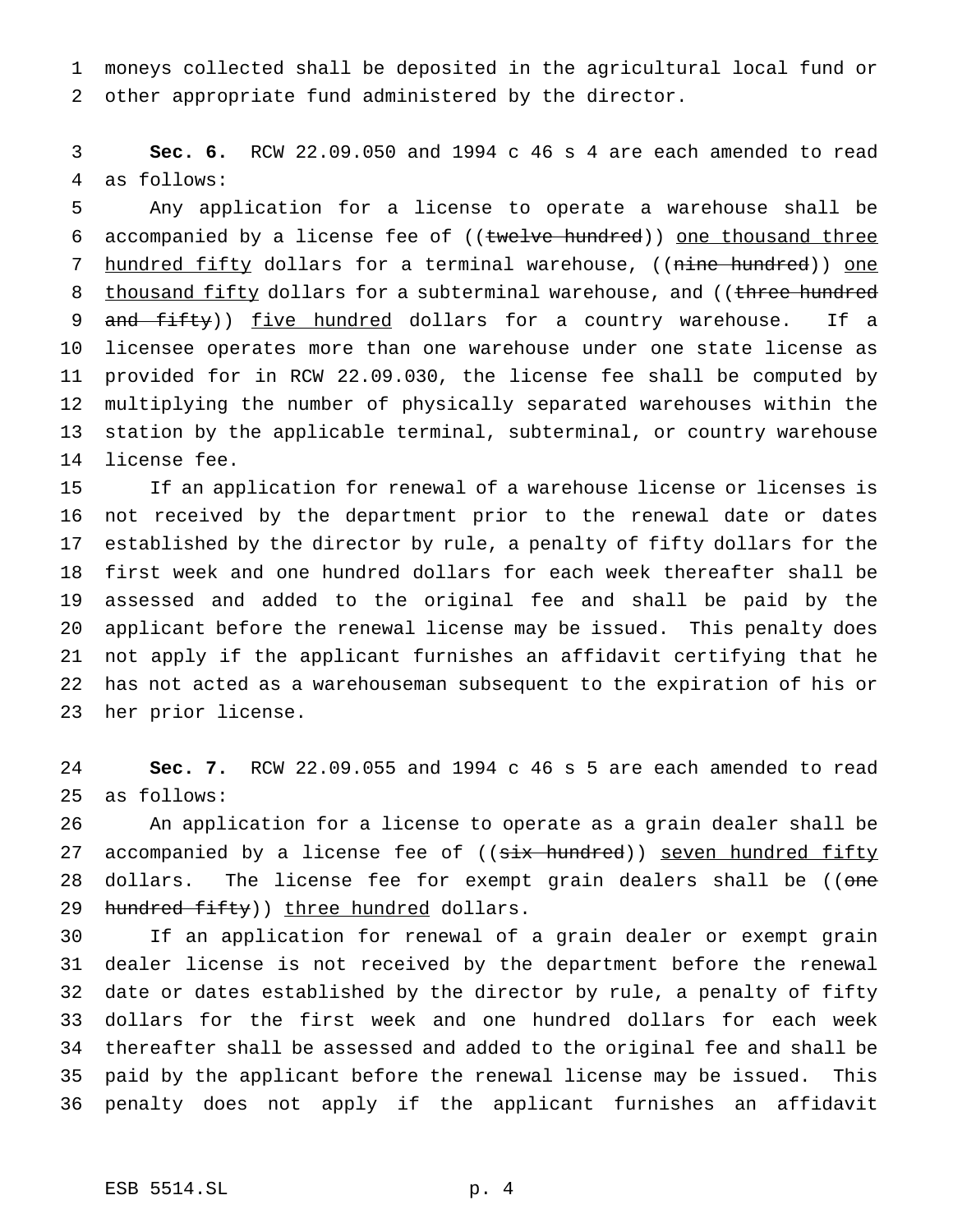moneys collected shall be deposited in the agricultural local fund or other appropriate fund administered by the director.

**Sec. 6.** RCW 22.09.050 and 1994 c 46 s 4 are each amended to read as follows:

Any application for a license to operate a warehouse shall be accompanied by a license fee of ((~~twelve hundred~~)) <u>one thousand three hundred fifty</u> dollars for a terminal warehouse, ((~~nine hundred~~)) <u>one thousand fifty</u> dollars for a subterminal warehouse, and ((~~three hundred and fifty~~)) <u>five hundred</u> dollars for a country warehouse. If a licensee operates more than one warehouse under one state license as provided for in RCW 22.09.030, the license fee shall be computed by multiplying the number of physically separated warehouses within the station by the applicable terminal, subterminal, or country warehouse license fee.

If an application for renewal of a warehouse license or licenses is not received by the department prior to the renewal date or dates established by the director by rule, a penalty of fifty dollars for the first week and one hundred dollars for each week thereafter shall be assessed and added to the original fee and shall be paid by the applicant before the renewal license may be issued. This penalty does not apply if the applicant furnishes an affidavit certifying that he has not acted as a warehouseman subsequent to the expiration of his or her prior license.

**Sec. 7.** RCW 22.09.055 and 1994 c 46 s 5 are each amended to read as follows:

An application for a license to operate as a grain dealer shall be accompanied by a license fee of ((~~six hundred~~)) <u>seven hundred fifty</u> dollars. The license fee for exempt grain dealers shall be ((~~one hundred fifty~~)) <u>three hundred</u> dollars.

If an application for renewal of a grain dealer or exempt grain dealer license is not received by the department before the renewal date or dates established by the director by rule, a penalty of fifty dollars for the first week and one hundred dollars for each week thereafter shall be assessed and added to the original fee and shall be paid by the applicant before the renewal license may be issued. This penalty does not apply if the applicant furnishes an affidavit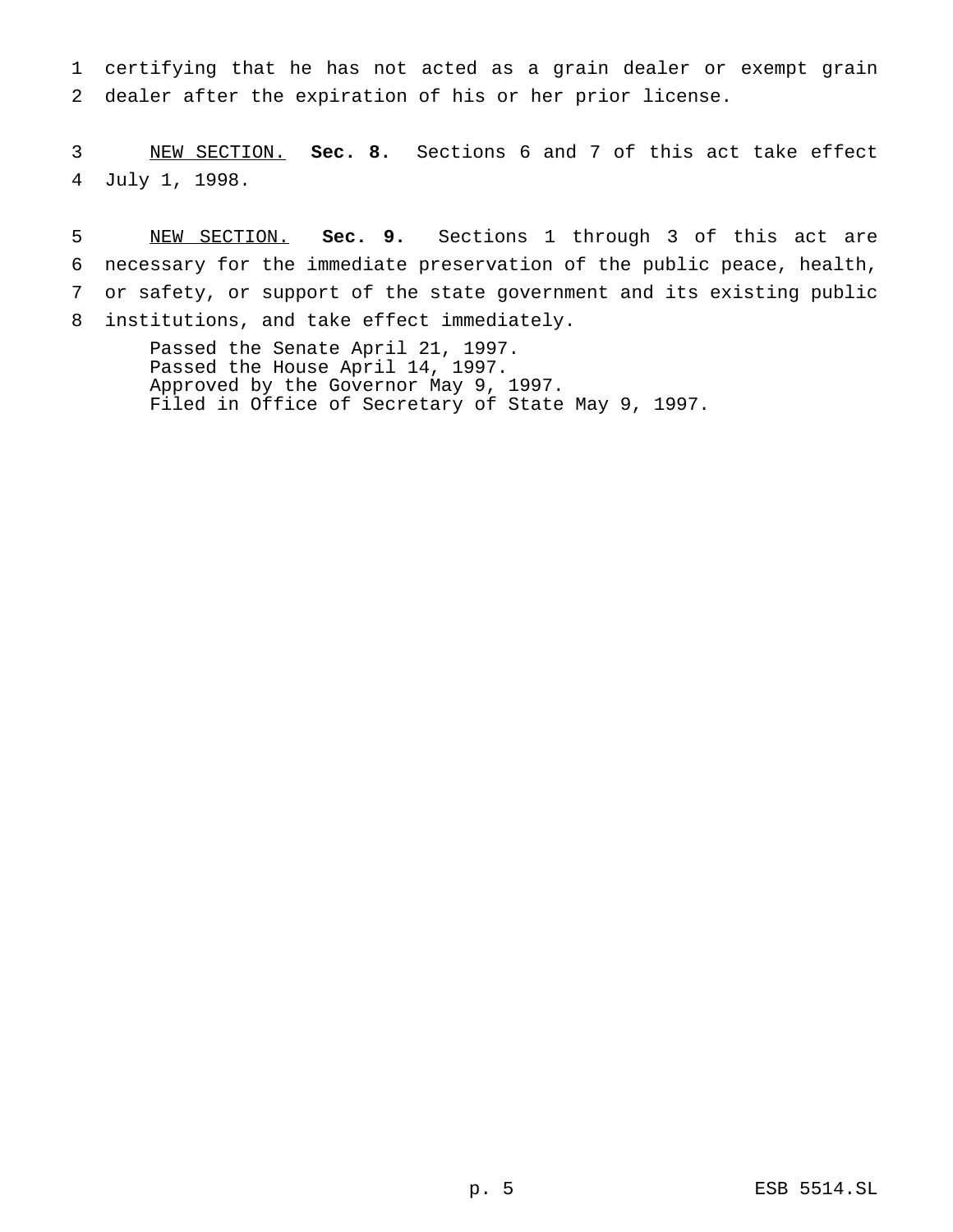certifying that he has not acted as a grain dealer or exempt grain dealer after the expiration of his or her prior license.

NEW SECTION. **Sec. 8.** Sections 6 and 7 of this act take effect July 1, 1998.

NEW SECTION. **Sec. 9.** Sections 1 through 3 of this act are necessary for the immediate preservation of the public peace, health, or safety, or support of the state government and its existing public institutions, and take effect immediately.

Passed the Senate April 21, 1997.
Passed the House April 14, 1997.
Approved by the Governor May 9, 1997.
Filed in Office of Secretary of State May 9, 1997.